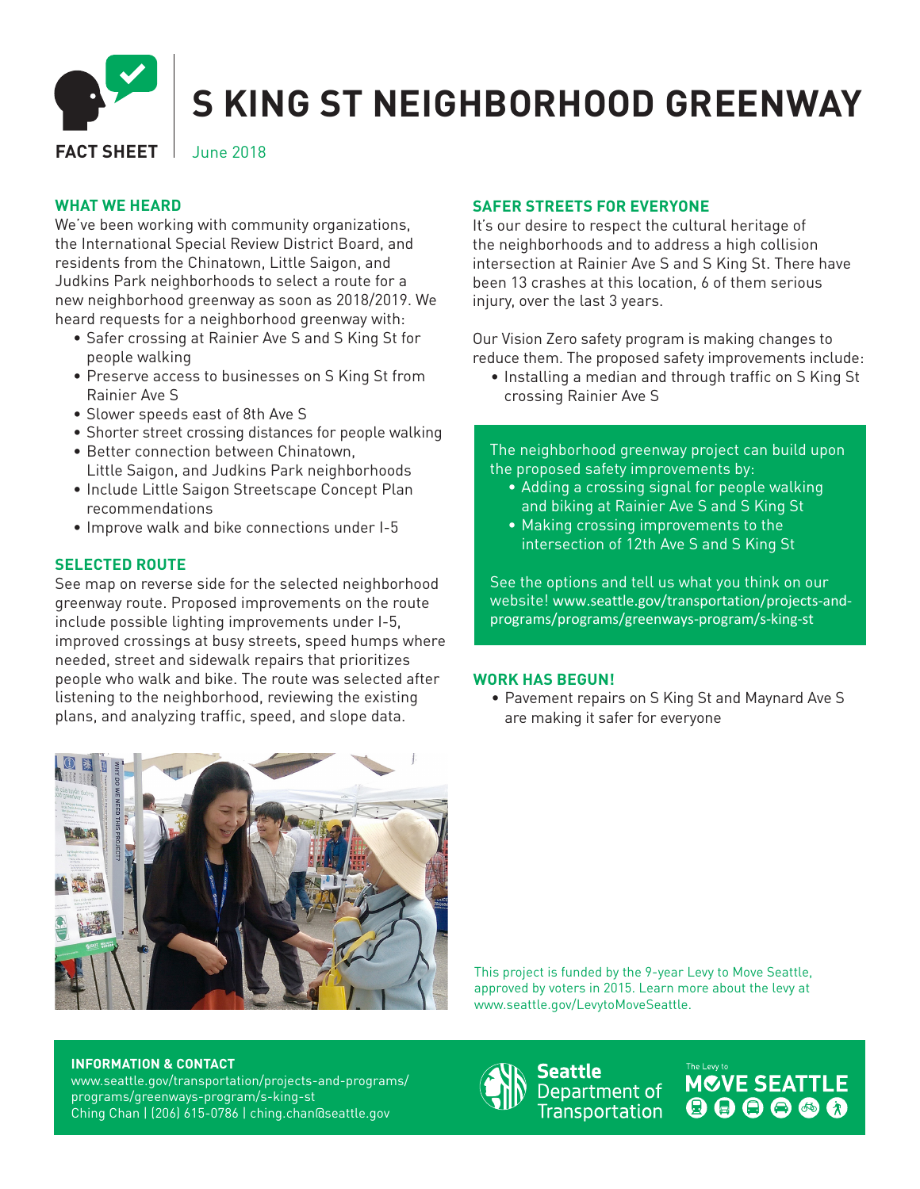# S KING ST NEIGHBORHOOD GREENWAY

**FACT SHEET** June 2018

## WHAT WE HEARD

We've been working with community organizations, the International Special Review District Board, and residents from the Chinatown, Little Saigon, and Judkins Park neighborhoods to select a route for a new neighborhood greenway as soon as 2018/2019. We heard requests for a neighborhood greenway with:

- Safer crossing at Rainier Ave S and S King St for people walking
- Preserve access to businesses on S King St from Rainier Ave S
- Slower speeds east of 8th Ave S
- Shorter street crossing distances for people walking
- Better connection between Chinatown, Little Saigon, and Judkins Park neighborhoods
- Include Little Saigon Streetscape Concept Plan recommendations
- Improve walk and bike connections under I-5

## SELECTED ROUTE

See map on reverse side for the selected neighborhood greenway route. Proposed improvements on the route include possible lighting improvements under I-5, improved crossings at busy streets, speed humps where needed, street and sidewalk repairs that prioritizes people who walk and bike. The route was selected after listening to the neighborhood, reviewing the existing plans, and analyzing traffic, speed, and slope data.

## SAFER STREETS FOR EVERYONE

It's our desire to respect the cultural heritage of the neighborhoods and to address a high collision intersection at Rainier Ave S and S King St. There have been 13 crashes at this location, 6 of them serious injury, over the last 3 years.

Our Vision Zero safety program is making changes to reduce them. The proposed safety improvements include:

- Installing a median and through traffic on S King St crossing Rainier Ave S

The neighborhood greenway project can build upon the proposed safety improvements by:

- Adding a crossing signal for people walking and biking at Rainier Ave S and S King St
- Making crossing improvements to the intersection of 12th Ave S and S King St

See the options and tell us what you think on our website! www.seattle.gov/transportation/projects-and-programs/programs/greenways-program/s-king-st

## WORK HAS BEGUN!

- Pavement repairs on S King St and Maynard Ave S are making it safer for everyone

This project is funded by the 9-year Levy to Move Seattle, approved by voters in 2015. Learn more about the levy at www.seattle.gov/LevytoMoveSeattle.

**INFORMATION & CONTACT**

www.seattle.gov/transportation/projects-and-programs/programs/greenways-program/s-king-st

Ching Chan | (206) 615-0786 | ching.chan@seattle.gov

Seattle Department of Transportation

The Levy to MOVE SEATTLE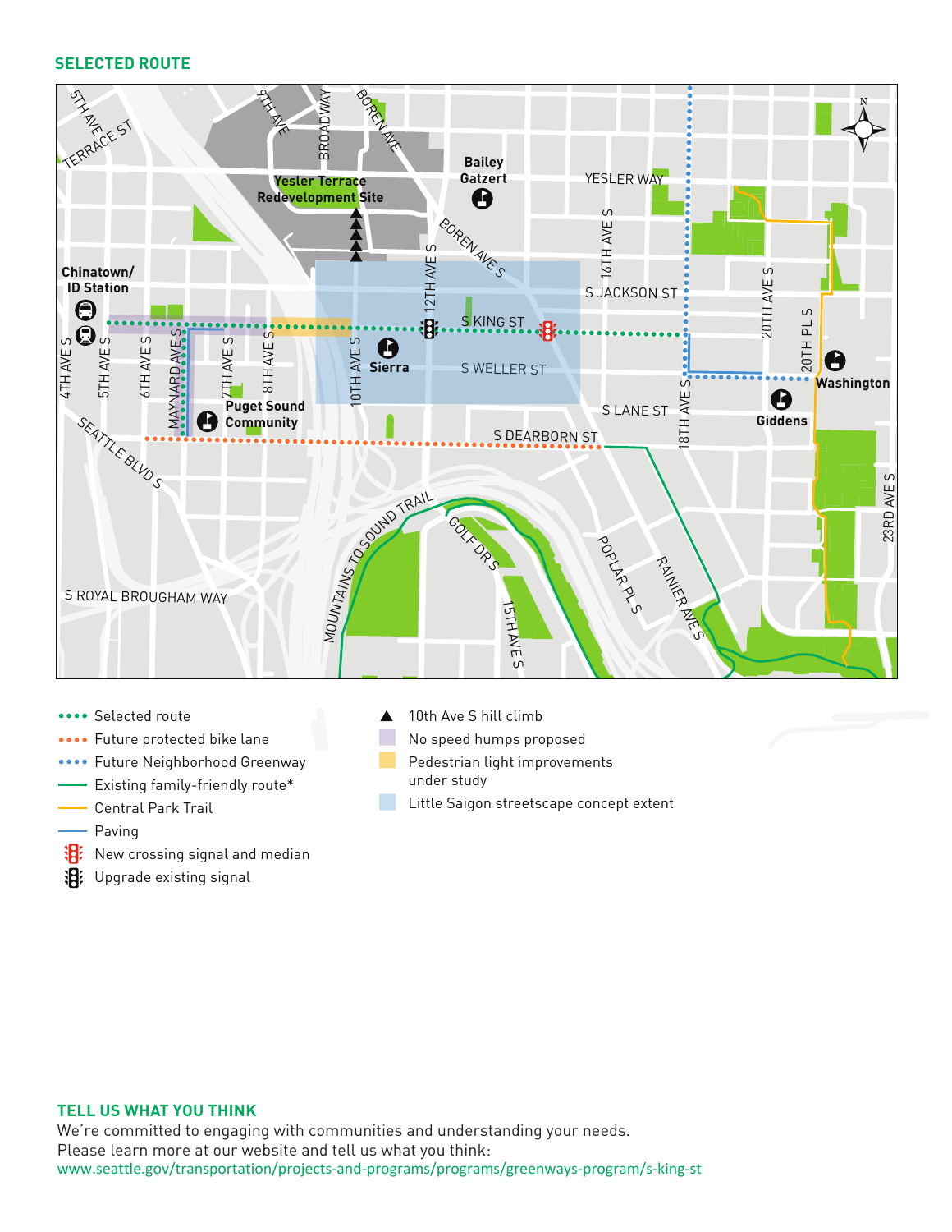## SELECTED ROUTE

5TH AVE TERRACE ST
9TH AVE
BROADWAY
BOREN AVE
Yesler Terrace Redevelopment Site
Bailey Gatzert
YESLER WAY
BOREN AVE S
16TH AVE S
S JACKSON ST
Chinatown/ ID Station
12TH AVE S
S KING ST
S WELLER ST
Sierra
10TH AVE S
4TH AVE S
5TH AVE S
6TH AVE S
MAYNARD AVE S
7TH AVE S
8TH AVE S
Puget Sound Community
S LANE ST
18TH AVE S
20TH AVE S
20TH PL S
Washington
Giddens
S DEARBORN ST
SEATTLE BLVD S
MOUNTAINS TO SOUND TRAIL
GOLF DR S
15TH AVE S
POPLAR PL S
RAINIER AVE S
23RD AVE S
S ROYAL BROUGHAM WAY

Selected route
Future protected bike lane
Future Neighborhood Greenway
Existing family-friendly route*
Central Park Trail
Paving
New crossing signal and median
Upgrade existing signal
10th Ave S hill climb
No speed humps proposed
Pedestrian light improvements under study
Little Saigon streetscape concept extent

## TELL US WHAT YOU THINK

We're committed to engaging with communities and understanding your needs.
Please learn more at our website and tell us what you think:
www.seattle.gov/transportation/projects-and-programs/programs/greenways-program/s-king-st